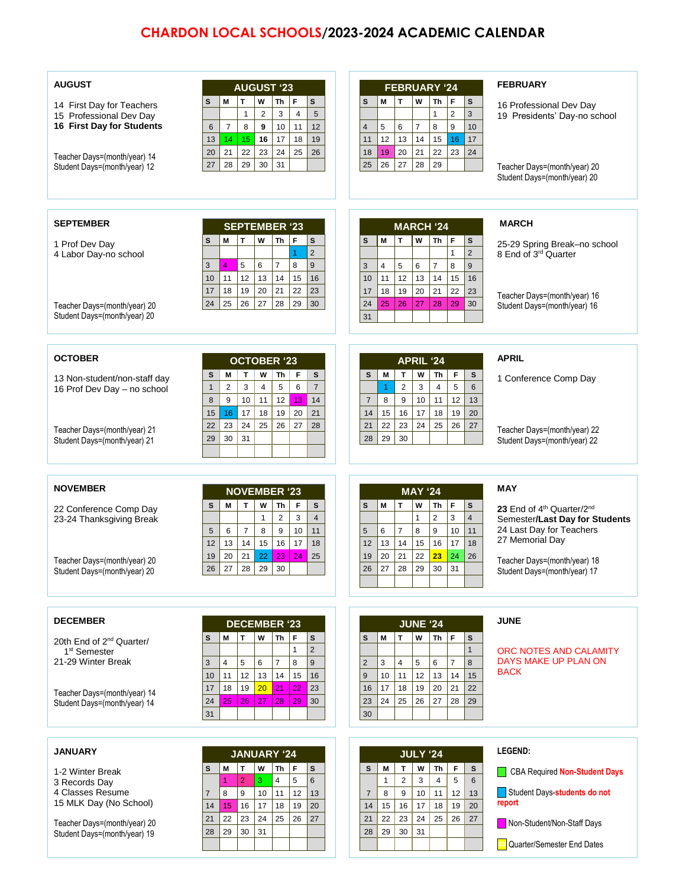# CHARDON LOCAL SCHOOLS/2023-2024 ACADEMIC CALENDAR

## AUGUST

14 First Day for Teachers
15 Professional Dev Day
**16 First Day for Students**

Teacher Days=(month/year) 14
Student Days=(month/year) 12

**AUGUST '23**

| S | M | T | W | Th | F | S |
|---|---|---|---|---|---|---|
| | | 1 | 2 | 3 | 4 | 5 |
| 6 | 7 | 8 | **9** | 10 | 11 | 12 |
| 13 | 14 | 15 | **16** | 17 | 18 | 19 |
| 20 | 21 | 22 | 23 | 24 | 25 | 26 |
| 27 | 28 | 29 | 30 | 31 | | |

## FEBRUARY

16 Professional Dev Day
19 Presidents' Day-no school

Teacher Days=(month/year) 20
Student Days=(month/year) 20

**FEBRUARY '24**

| S | M | T | W | Th | F | S |
|---|---|---|---|---|---|---|
| | | | | 1 | 2 | 3 |
| 4 | 5 | 6 | 7 | 8 | 9 | 10 |
| 11 | 12 | 13 | 14 | 15 | 16 | 17 |
| 18 | 19 | 20 | 21 | 22 | 23 | 24 |
| 25 | 26 | 27 | 28 | 29 | | |

## SEPTEMBER

1 Prof Dev Day
4 Labor Day-no school

Teacher Days=(month/year) 20
Student Days=(month/year) 20

**SEPTEMBER '23**

| S | M | T | W | Th | F | S |
|---|---|---|---|---|---|---|
| | | | | | 1 | 2 |
| 3 | 4 | 5 | 6 | 7 | 8 | 9 |
| 10 | 11 | 12 | 13 | 14 | 15 | 16 |
| 17 | 18 | 19 | 20 | 21 | 22 | 23 |
| 24 | 25 | 26 | 27 | 28 | 29 | 30 |

## MARCH

25-29 Spring Break–no school
8 End of 3rd Quarter

Teacher Days=(month/year) 16
Student Days=(month/year) 16

**MARCH '24**

| S | M | T | W | Th | F | S |
|---|---|---|---|---|---|---|
| | | | | | 1 | 2 |
| 3 | 4 | 5 | 6 | 7 | 8 | 9 |
| 10 | 11 | 12 | 13 | 14 | 15 | 16 |
| 17 | 18 | 19 | 20 | 21 | 22 | 23 |
| 24 | 25 | 26 | 27 | 28 | 29 | 30 |
| 31 | | | | | | |

## OCTOBER

13 Non-student/non-staff day
16 Prof Dev Day – no school

Teacher Days=(month/year) 21
Student Days=(month/year) 21

**OCTOBER '23**

| S | M | T | W | Th | F | S |
|---|---|---|---|---|---|---|
| 1 | 2 | 3 | 4 | 5 | 6 | 7 |
| 8 | 9 | 10 | 11 | 12 | 13 | 14 |
| 15 | 16 | 17 | 18 | 19 | 20 | 21 |
| 22 | 23 | 24 | 25 | 26 | 27 | 28 |
| 29 | 30 | 31 | | | | |

## APRIL

1 Conference Comp Day

Teacher Days=(month/year) 22
Student Days=(month/year) 22

**APRIL '24**

| S | M | T | W | Th | F | S |
|---|---|---|---|---|---|---|
| | 1 | 2 | 3 | 4 | 5 | 6 |
| 7 | 8 | 9 | 10 | 11 | 12 | 13 |
| 14 | 15 | 16 | 17 | 18 | 19 | 20 |
| 21 | 22 | 23 | 24 | 25 | 26 | 27 |
| 28 | 29 | 30 | | | | |

## NOVEMBER

22 Conference Comp Day
23-24 Thanksgiving Break

Teacher Days=(month/year) 20
Student Days=(month/year) 20

**NOVEMBER '23**

| S | M | T | W | Th | F | S |
|---|---|---|---|---|---|---|
| | | | 1 | 2 | 3 | 4 |
| 5 | 6 | 7 | 8 | 9 | 10 | 11 |
| 12 | 13 | 14 | 15 | 16 | 17 | 18 |
| 19 | 20 | 21 | 22 | 23 | 24 | 25 |
| 26 | 27 | 28 | 29 | 30 | | |

## MAY

**23** End of 4th Quarter/2nd Semester/**Last Day for Students**
24 Last Day for Teachers
27 Memorial Day

Teacher Days=(month/year) 18
Student Days=(month/year) 17

**MAY '24**

| S | M | T | W | Th | F | S |
|---|---|---|---|---|---|---|
| | | | 1 | 2 | 3 | 4 |
| 5 | 6 | 7 | 8 | 9 | 10 | 11 |
| 12 | 13 | 14 | 15 | 16 | 17 | 18 |
| 19 | 20 | 21 | 22 | **23** | 24 | 25 |
| 26 | 27 | 28 | 29 | 30 | 31 | |

## DECEMBER

20th End of 2nd Quarter/
1st Semester
21-29 Winter Break

Teacher Days=(month/year) 14
Student Days=(month/year) 14

**DECEMBER '23**

| S | M | T | W | Th | F | S |
|---|---|---|---|---|---|---|
| | | | | | 1 | 2 |
| 3 | 4 | 5 | 6 | 7 | 8 | 9 |
| 10 | 11 | 12 | 13 | 14 | 15 | 16 |
| 17 | 18 | 19 | 20 | 21 | 22 | 23 |
| 24 | 25 | 26 | 27 | 28 | 29 | 30 |
| 31 | | | | | | |

## JUNE

ORC NOTES AND CALAMITY DAYS MAKE UP PLAN ON BACK

**JUNE '24**

| S | M | T | W | Th | F | S |
|---|---|---|---|---|---|---|
| | | | | | | 1 |
| 2 | 3 | 4 | 5 | 6 | 7 | 8 |
| 9 | 10 | 11 | 12 | 13 | 14 | 15 |
| 16 | 17 | 18 | 19 | 20 | 21 | 22 |
| 23 | 24 | 25 | 26 | 27 | 28 | 29 |
| 30 | | | | | | |

## JANUARY

1-2 Winter Break
3 Records Day
4 Classes Resume
15 MLK Day (No School)

Teacher Days=(month/year) 20
Student Days=(month/year) 19

**JANUARY '24**

| S | M | T | W | Th | F | S |
|---|---|---|---|---|---|---|
| | 1 | 2 | 3 | 4 | 5 | 6 |
| 7 | 8 | 9 | 10 | 11 | 12 | 13 |
| 14 | 15 | 16 | 17 | 18 | 19 | 20 |
| 21 | 22 | 23 | 24 | 25 | 26 | 27 |
| 28 | 29 | 30 | 31 | | | |

**JULY '24**

| S | M | T | W | Th | F | S |
|---|---|---|---|---|---|---|
| | 1 | 2 | 3 | 4 | 5 | 6 |
| 7 | 8 | 9 | 10 | 11 | 12 | 13 |
| 14 | 15 | 16 | 17 | 18 | 19 | 20 |
| 21 | 22 | 23 | 24 | 25 | 26 | 27 |
| 28 | 29 | 30 | 31 | | | |

## LEGEND:

- (Green) CBA Required **Non-Student Days**
- (Blue) Student Days-**students do not report**
- (Magenta) Non-Student/Non-Staff Days
- (Yellow) Quarter/Semester End Dates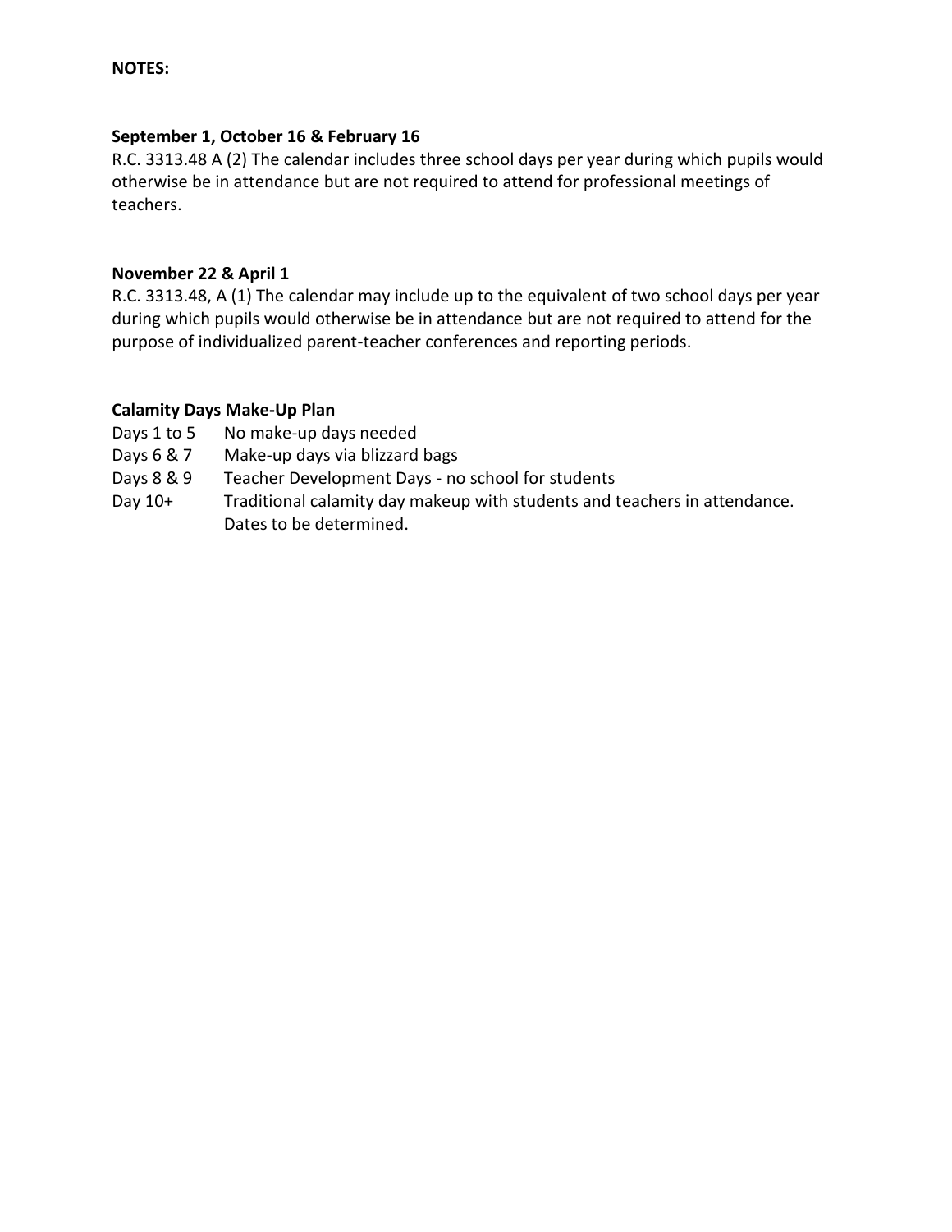**NOTES:**

**September 1, October 16 & February 16**

R.C. 3313.48 A (2) The calendar includes three school days per year during which pupils would otherwise be in attendance but are not required to attend for professional meetings of teachers.

**November 22 & April 1**

R.C. 3313.48, A (1) The calendar may include up to the equivalent of two school days per year during which pupils would otherwise be in attendance but are not required to attend for the purpose of individualized parent-teacher conferences and reporting periods.

**Calamity Days Make-Up Plan**

| | |
|---|---|
| Days 1 to 5 | No make-up days needed |
| Days 6 & 7 | Make-up days via blizzard bags |
| Days 8 & 9 | Teacher Development Days - no school for students |
| Day 10+ | Traditional calamity day makeup with students and teachers in attendance. Dates to be determined. |